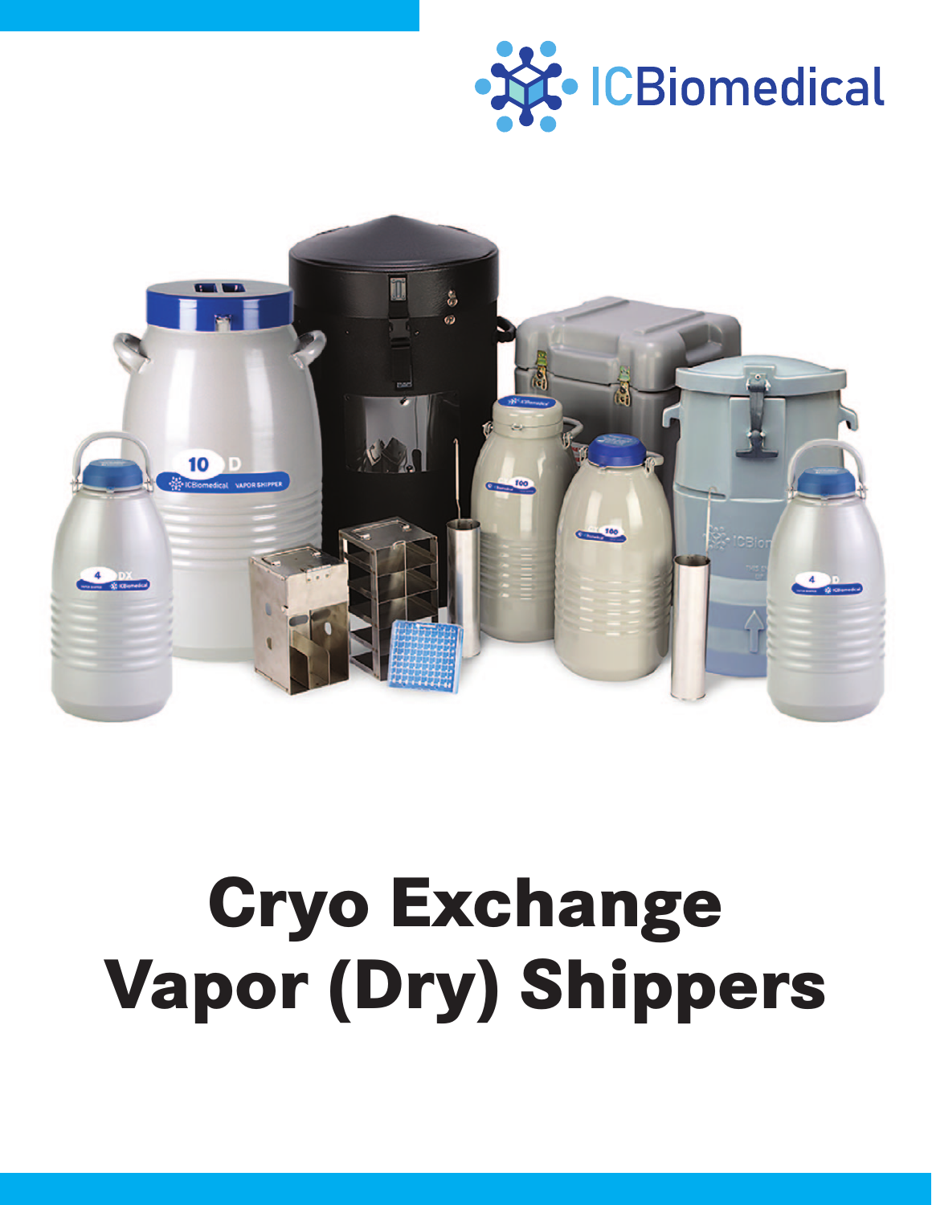ICBiomedical

# Cryo Exchange Vapor (Dry) Shippers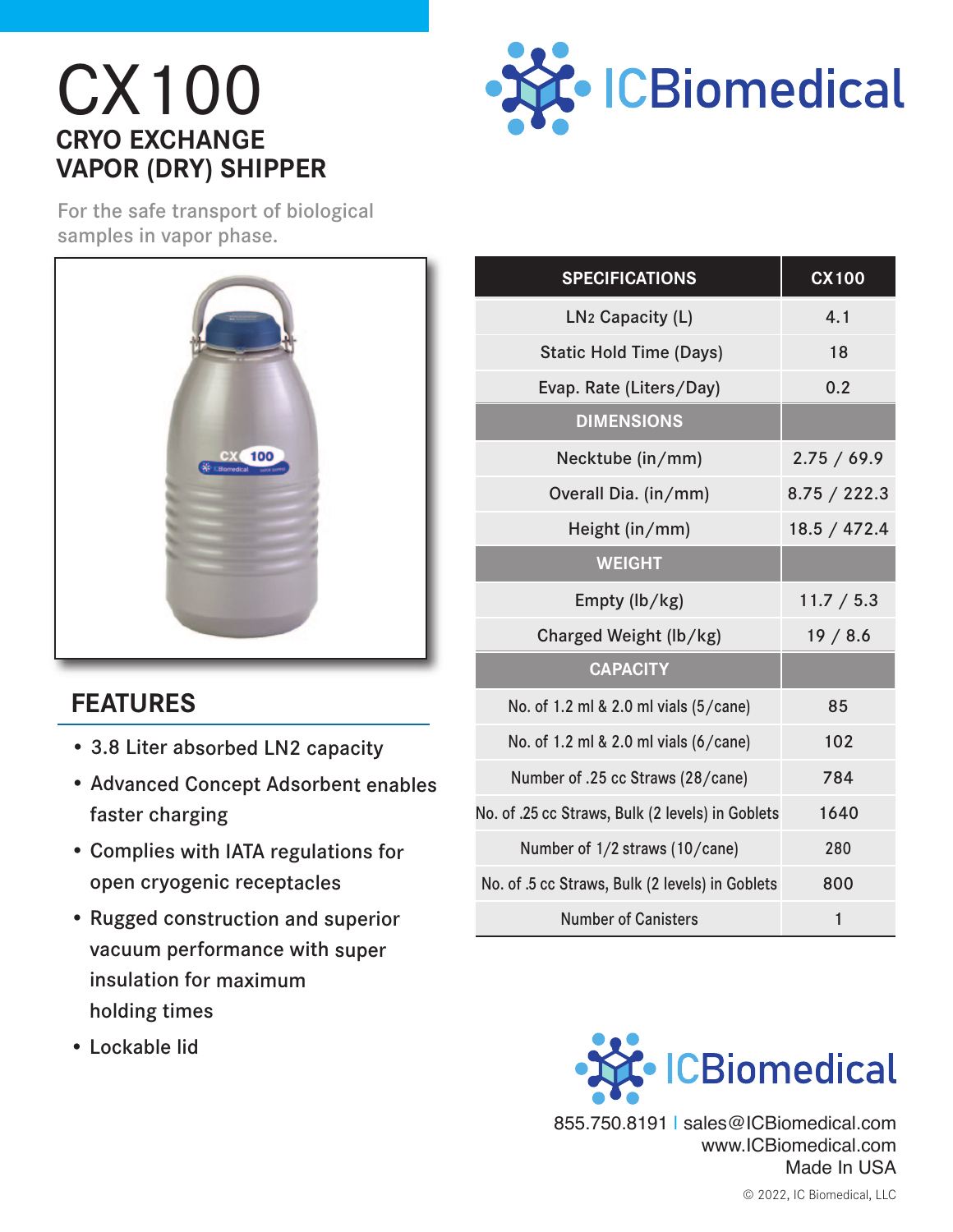# CX100

## CRYO EXCHANGE VAPOR (DRY) SHIPPER

For the safe transport of biological samples in vapor phase.

ICBiomedical

| SPECIFICATIONS | CX100 |
|---|---|
| $LN_2$ Capacity (L) | 4.1 |
| Static Hold Time (Days) | 18 |
| Evap. Rate (Liters/Day) | 0.2 |
| **DIMENSIONS** | |
| Necktube (in/mm) | 2.75 / 69.9 |
| Overall Dia. (in/mm) | 8.75 / 222.3 |
| Height (in/mm) | 18.5 / 472.4 |
| **WEIGHT** | |
| Empty (lb/kg) | 11.7 / 5.3 |
| Charged Weight (lb/kg) | 19 / 8.6 |
| **CAPACITY** | |
| No. of 1.2 ml & 2.0 ml vials (5/cane) | 85 |
| No. of 1.2 ml & 2.0 ml vials (6/cane) | 102 |
| Number of .25 cc Straws (28/cane) | 784 |
| No. of .25 cc Straws, Bulk (2 levels) in Goblets | 1640 |
| Number of 1/2 straws (10/cane) | 280 |
| No. of .5 cc Straws, Bulk (2 levels) in Goblets | 800 |
| Number of Canisters | 1 |

## FEATURES

- 3.8 Liter absorbed LN2 capacity
- Advanced Concept Adsorbent enables faster charging
- Complies with IATA regulations for open cryogenic receptacles
- Rugged construction and superior vacuum performance with super insulation for maximum holding times
- Lockable lid

ICBiomedical

855.750.8191 | sales@ICBiomedical.com
www.ICBiomedical.com
Made In USA

© 2022, IC Biomedical, LLC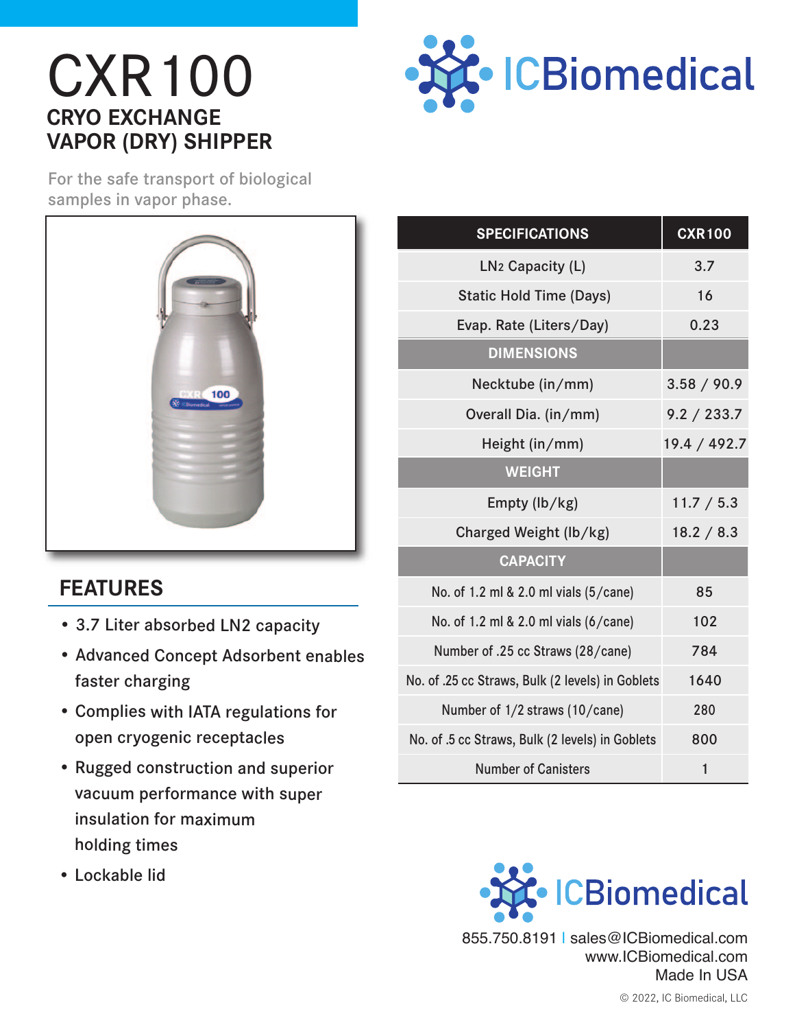# CXR100

## CRYO EXCHANGE VAPOR (DRY) SHIPPER

For the safe transport of biological samples in vapor phase.

ICBiomedical

## FEATURES

- 3.7 Liter absorbed LN2 capacity
- Advanced Concept Adsorbent enables faster charging
- Complies with IATA regulations for open cryogenic receptacles
- Rugged construction and superior vacuum performance with super insulation for maximum holding times
- Lockable lid

| SPECIFICATIONS | CXR100 |
|---|---|
| $LN_2$ Capacity (L) | 3.7 |
| Static Hold Time (Days) | 16 |
| Evap. Rate (Liters/Day) | 0.23 |
| **DIMENSIONS** | |
| Necktube (in/mm) | 3.58 / 90.9 |
| Overall Dia. (in/mm) | 9.2 / 233.7 |
| Height (in/mm) | 19.4 / 492.7 |
| **WEIGHT** | |
| Empty (lb/kg) | 11.7 / 5.3 |
| Charged Weight (lb/kg) | 18.2 / 8.3 |
| **CAPACITY** | |
| No. of 1.2 ml & 2.0 ml vials (5/cane) | 85 |
| No. of 1.2 ml & 2.0 ml vials (6/cane) | 102 |
| Number of .25 cc Straws (28/cane) | 784 |
| No. of .25 cc Straws, Bulk (2 levels) in Goblets | 1640 |
| Number of 1/2 straws (10/cane) | 280 |
| No. of .5 cc Straws, Bulk (2 levels) in Goblets | 800 |
| Number of Canisters | 1 |

ICBiomedical

855.750.8191 | sales@ICBiomedical.com
www.ICBiomedical.com
Made In USA

© 2022, IC Biomedical, LLC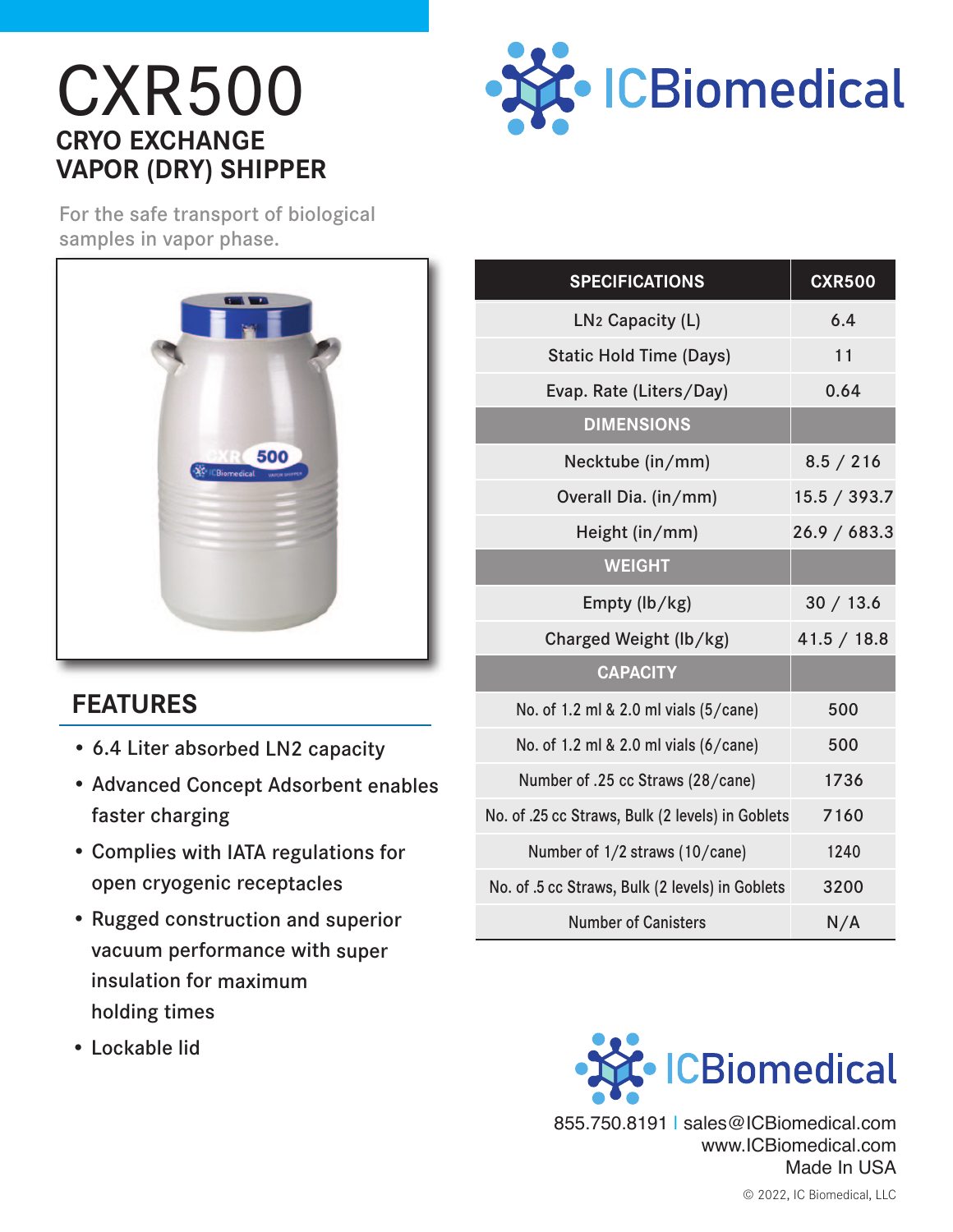# CXR500

## CRYO EXCHANGE VAPOR (DRY) SHIPPER

For the safe transport of biological samples in vapor phase.

ICBiomedical

| SPECIFICATIONS | CXR500 |
|---|---|
| $LN_2$ Capacity (L) | 6.4 |
| Static Hold Time (Days) | 11 |
| Evap. Rate (Liters/Day) | 0.64 |
| **DIMENSIONS** | |
| Necktube (in/mm) | 8.5 / 216 |
| Overall Dia. (in/mm) | 15.5 / 393.7 |
| Height (in/mm) | 26.9 / 683.3 |
| **WEIGHT** | |
| Empty (lb/kg) | 30 / 13.6 |
| Charged Weight (lb/kg) | 41.5 / 18.8 |
| **CAPACITY** | |
| No. of 1.2 ml & 2.0 ml vials (5/cane) | 500 |
| No. of 1.2 ml & 2.0 ml vials (6/cane) | 500 |
| Number of .25 cc Straws (28/cane) | 1736 |
| No. of .25 cc Straws, Bulk (2 levels) in Goblets | 7160 |
| Number of 1/2 straws (10/cane) | 1240 |
| No. of .5 cc Straws, Bulk (2 levels) in Goblets | 3200 |
| Number of Canisters | N/A |

## FEATURES

- 6.4 Liter absorbed LN2 capacity
- Advanced Concept Adsorbent enables faster charging
- Complies with IATA regulations for open cryogenic receptacles
- Rugged construction and superior vacuum performance with super insulation for maximum holding times
- Lockable lid

ICBiomedical

855.750.8191 | sales@ICBiomedical.com
www.ICBiomedical.com
Made In USA

© 2022, IC Biomedical, LLC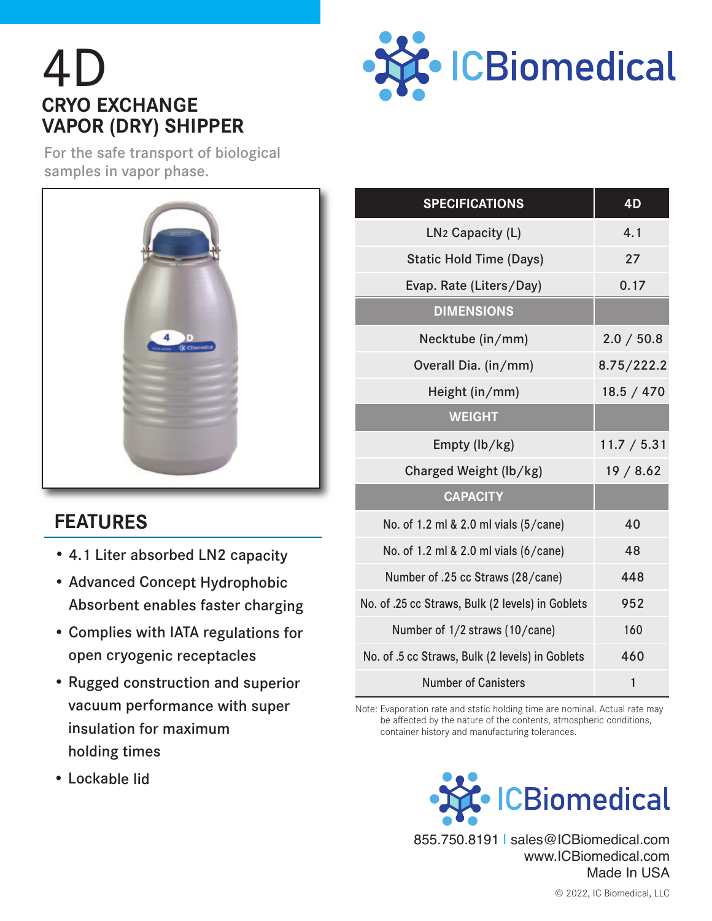# 4D

## CRYO EXCHANGE VAPOR (DRY) SHIPPER

For the safe transport of biological samples in vapor phase.

ICBiomedical

## FEATURES

- 4.1 Liter absorbed LN2 capacity
- Advanced Concept Hydrophobic Absorbent enables faster charging
- Complies with IATA regulations for open cryogenic receptacles
- Rugged construction and superior vacuum performance with super insulation for maximum holding times
- Lockable lid

| SPECIFICATIONS | 4D |
|---|---|
| $LN_2$ Capacity (L) | 4.1 |
| Static Hold Time (Days) | 27 |
| Evap. Rate (Liters/Day) | 0.17 |
| **DIMENSIONS** | |
| Necktube (in/mm) | 2.0 / 50.8 |
| Overall Dia. (in/mm) | 8.75/222.2 |
| Height (in/mm) | 18.5 / 470 |
| **WEIGHT** | |
| Empty (lb/kg) | 11.7 / 5.31 |
| Charged Weight (lb/kg) | 19 / 8.62 |
| **CAPACITY** | |
| No. of 1.2 ml & 2.0 ml vials (5/cane) | 40 |
| No. of 1.2 ml & 2.0 ml vials (6/cane) | 48 |
| Number of .25 cc Straws (28/cane) | 448 |
| No. of .25 cc Straws, Bulk (2 levels) in Goblets | 952 |
| Number of 1/2 straws (10/cane) | 160 |
| No. of .5 cc Straws, Bulk (2 levels) in Goblets | 460 |
| Number of Canisters | 1 |

Note: Evaporation rate and static holding time are nominal. Actual rate may be affected by the nature of the contents, atmospheric conditions, container history and manufacturing tolerances.

ICBiomedical

855.750.8191 | sales@ICBiomedical.com
www.ICBiomedical.com
Made In USA

© 2022, IC Biomedical, LLC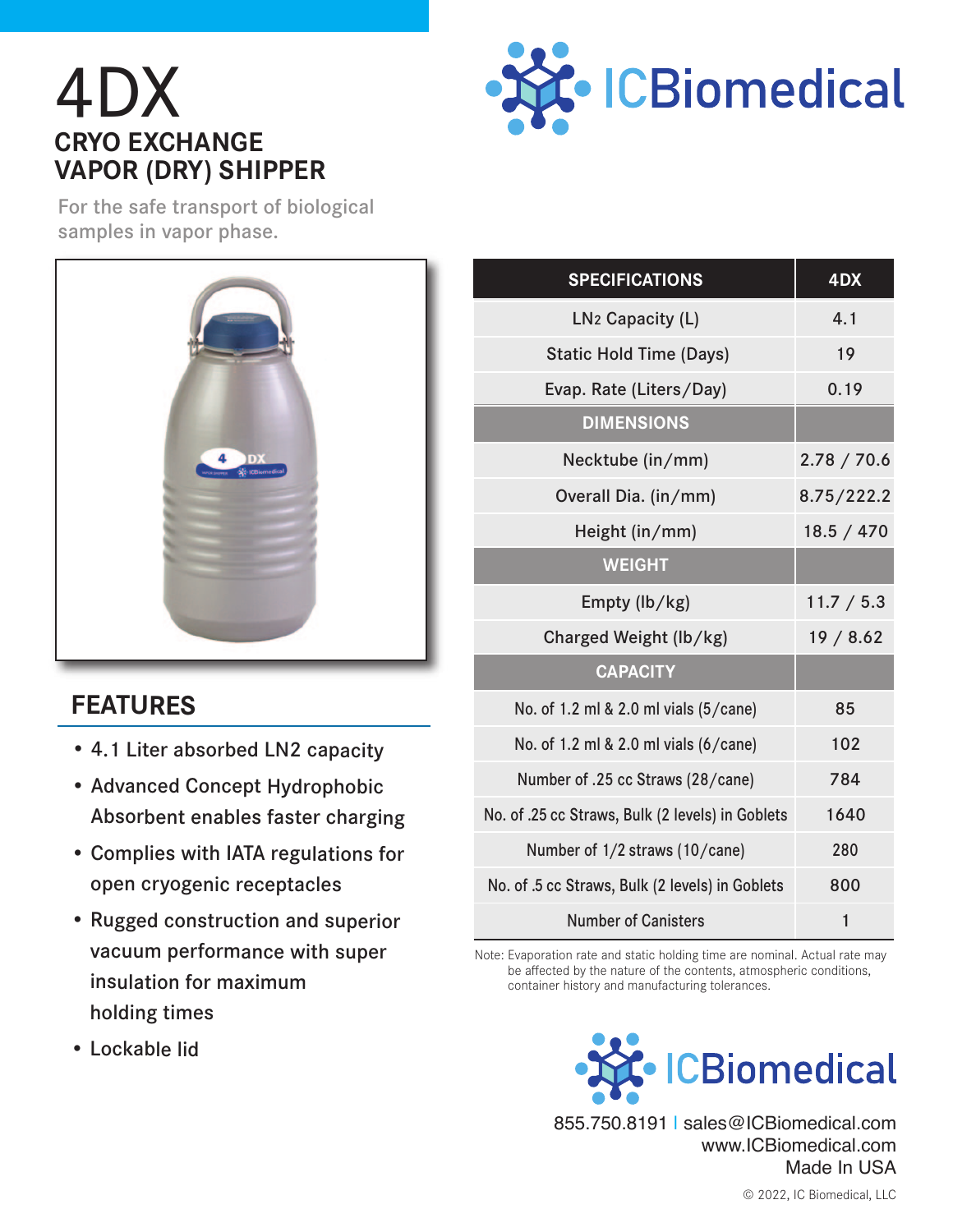# 4DX

## CRYO EXCHANGE VAPOR (DRY) SHIPPER

For the safe transport of biological samples in vapor phase.

ICBiomedical

## FEATURES

- 4.1 Liter absorbed LN2 capacity
- Advanced Concept Hydrophobic Absorbent enables faster charging
- Complies with IATA regulations for open cryogenic receptacles
- Rugged construction and superior vacuum performance with super insulation for maximum holding times
- Lockable lid

| SPECIFICATIONS | 4DX |
|---|---|
| $LN_2$ Capacity (L) | 4.1 |
| Static Hold Time (Days) | 19 |
| Evap. Rate (Liters/Day) | 0.19 |
| **DIMENSIONS** | |
| Necktube (in/mm) | 2.78 / 70.6 |
| Overall Dia. (in/mm) | 8.75/222.2 |
| Height (in/mm) | 18.5 / 470 |
| **WEIGHT** | |
| Empty (lb/kg) | 11.7 / 5.3 |
| Charged Weight (lb/kg) | 19 / 8.62 |
| **CAPACITY** | |
| No. of 1.2 ml & 2.0 ml vials (5/cane) | 85 |
| No. of 1.2 ml & 2.0 ml vials (6/cane) | 102 |
| Number of .25 cc Straws (28/cane) | 784 |
| No. of .25 cc Straws, Bulk (2 levels) in Goblets | 1640 |
| Number of 1/2 straws (10/cane) | 280 |
| No. of .5 cc Straws, Bulk (2 levels) in Goblets | 800 |
| Number of Canisters | 1 |

Note: Evaporation rate and static holding time are nominal. Actual rate may be affected by the nature of the contents, atmospheric conditions, container history and manufacturing tolerances.

ICBiomedical

855.750.8191 | sales@ICBiomedical.com
www.ICBiomedical.com
Made In USA

© 2022, IC Biomedical, LLC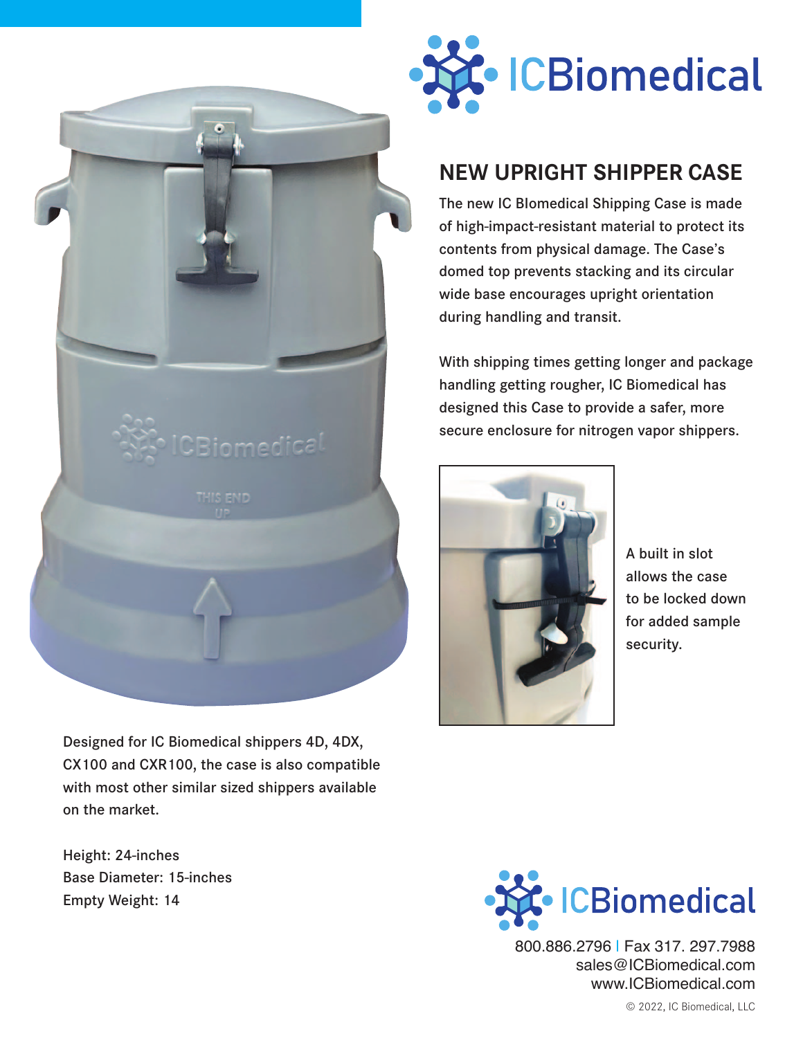# ICBiomedical

## NEW UPRIGHT SHIPPER CASE

The new IC BIomedical Shipping Case is made of high-impact-resistant material to protect its contents from physical damage. The Case's domed top prevents stacking and its circular wide base encourages upright orientation during handling and transit.

With shipping times getting longer and package handling getting rougher, IC Biomedical has designed this Case to provide a safer, more secure enclosure for nitrogen vapor shippers.

A built in slot allows the case to be locked down for added sample security.

Designed for IC Biomedical shippers 4D, 4DX, CX100 and CXR100, the case is also compatible with most other similar sized shippers available on the market.

Height: 24-inches
Base Diameter: 15-inches
Empty Weight: 14

ICBiomedical

800.886.2796 | Fax 317. 297.7988
sales@ICBiomedical.com
www.ICBiomedical.com

© 2022, IC Biomedical, LLC